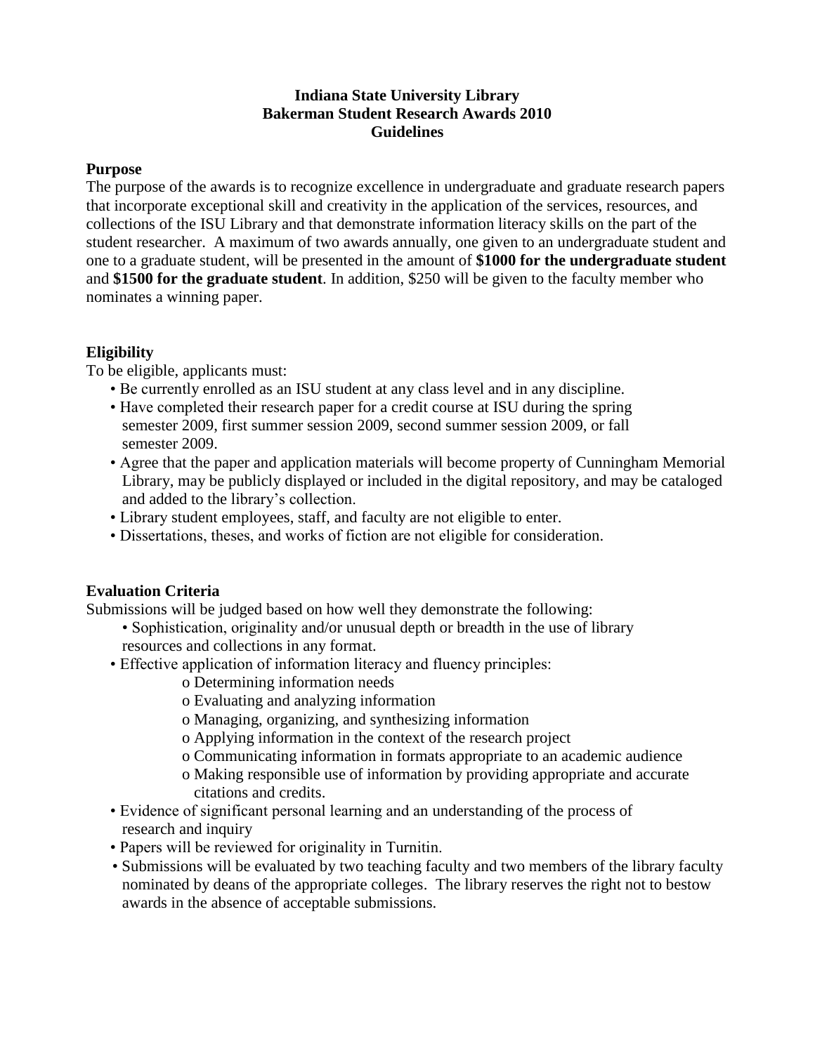# Indiana State University Library
## Bakerman Student Research Awards 2010
## Guidelines

### Purpose

The purpose of the awards is to recognize excellence in undergraduate and graduate research papers that incorporate exceptional skill and creativity in the application of the services, resources, and collections of the ISU Library and that demonstrate information literacy skills on the part of the student researcher. A maximum of two awards annually, one given to an undergraduate student and one to a graduate student, will be presented in the amount of **$1000 for the undergraduate student** and **$1500 for the graduate student**. In addition, $250 will be given to the faculty member who nominates a winning paper.

### Eligibility

To be eligible, applicants must:

- Be currently enrolled as an ISU student at any class level and in any discipline.
- Have completed their research paper for a credit course at ISU during the spring semester 2009, first summer session 2009, second summer session 2009, or fall semester 2009.
- Agree that the paper and application materials will become property of Cunningham Memorial Library, may be publicly displayed or included in the digital repository, and may be cataloged and added to the library's collection.
- Library student employees, staff, and faculty are not eligible to enter.
- Dissertations, theses, and works of fiction are not eligible for consideration.

### Evaluation Criteria

Submissions will be judged based on how well they demonstrate the following:

- Sophistication, originality and/or unusual depth or breadth in the use of library resources and collections in any format.
- Effective application of information literacy and fluency principles:
  - Determining information needs
  - Evaluating and analyzing information
  - Managing, organizing, and synthesizing information
  - Applying information in the context of the research project
  - Communicating information in formats appropriate to an academic audience
  - Making responsible use of information by providing appropriate and accurate citations and credits.
- Evidence of significant personal learning and an understanding of the process of research and inquiry
- Papers will be reviewed for originality in Turnitin.
- Submissions will be evaluated by two teaching faculty and two members of the library faculty nominated by deans of the appropriate colleges. The library reserves the right not to bestow awards in the absence of acceptable submissions.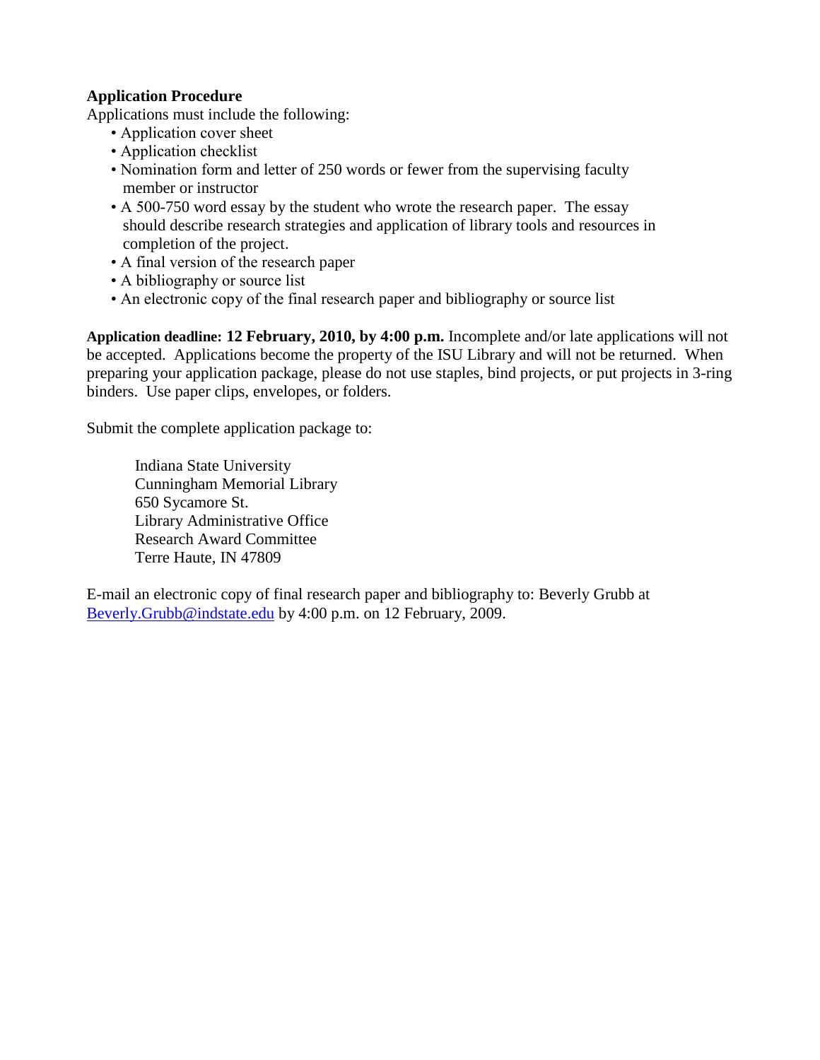**Application Procedure**

Applications must include the following:

- Application cover sheet
- Application checklist
- Nomination form and letter of 250 words or fewer from the supervising faculty member or instructor
- A 500-750 word essay by the student who wrote the research paper. The essay should describe research strategies and application of library tools and resources in completion of the project.
- A final version of the research paper
- A bibliography or source list
- An electronic copy of the final research paper and bibliography or source list

**Application deadline: 12 February, 2010, by 4:00 p.m.** Incomplete and/or late applications will not be accepted. Applications become the property of the ISU Library and will not be returned. When preparing your application package, please do not use staples, bind projects, or put projects in 3-ring binders. Use paper clips, envelopes, or folders.

Submit the complete application package to:

Indiana State University
Cunningham Memorial Library
650 Sycamore St.
Library Administrative Office
Research Award Committee
Terre Haute, IN 47809

E-mail an electronic copy of final research paper and bibliography to: Beverly Grubb at Beverly.Grubb@indstate.edu by 4:00 p.m. on 12 February, 2009.